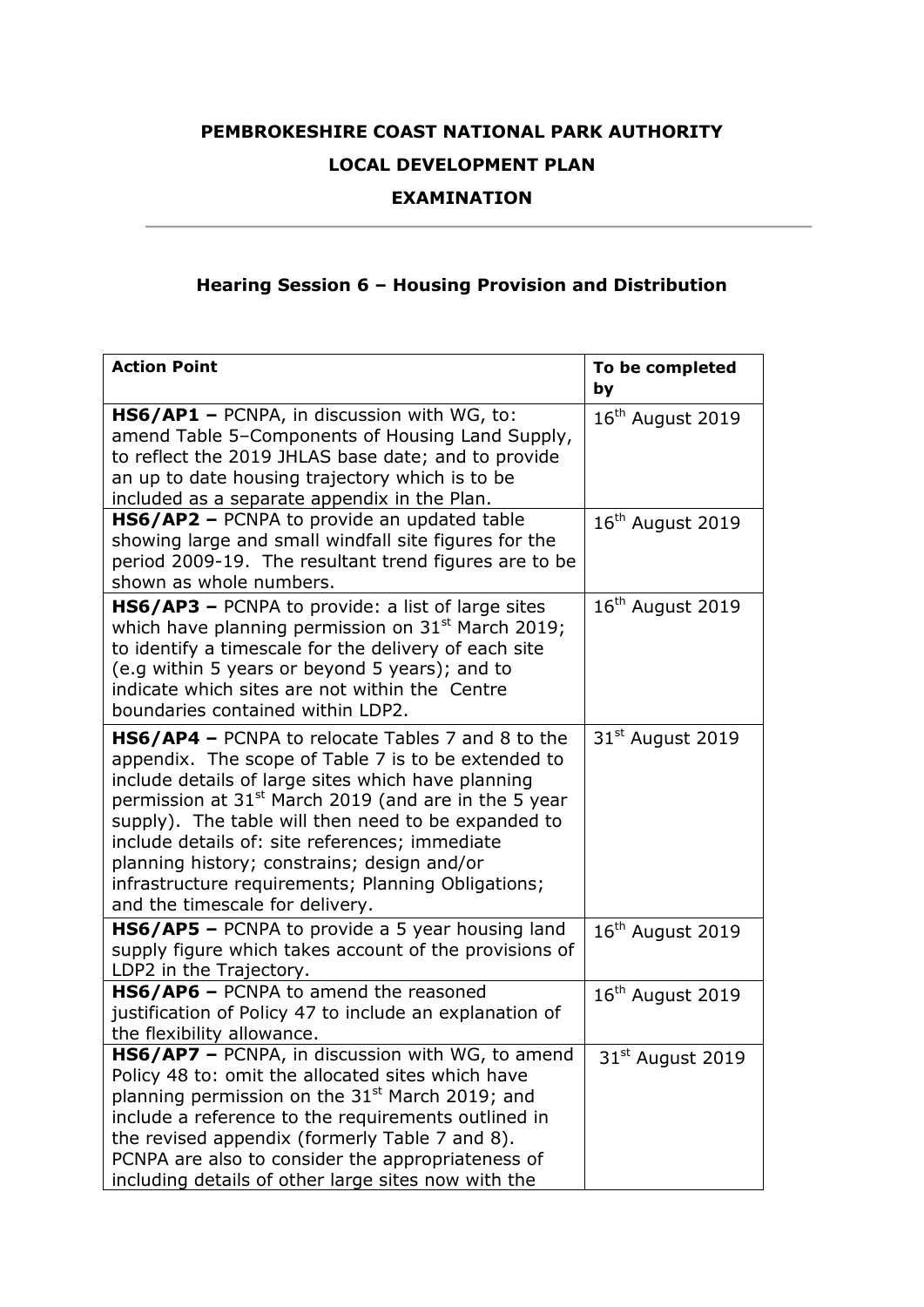**PEMBROKESHIRE COAST NATIONAL PARK AUTHORITY**

**LOCAL DEVELOPMENT PLAN**

**EXAMINATION**

---

## Hearing Session 6 – Housing Provision and Distribution

| Action Point | To be completed by |
| --- | --- |
| **HS6/AP1 –** PCNPA, in discussion with WG, to: amend Table 5–Components of Housing Land Supply, to reflect the 2019 JHLAS base date; and to provide an up to date housing trajectory which is to be included as a separate appendix in the Plan. | 16th August 2019 |
| **HS6/AP2 –** PCNPA to provide an updated table showing large and small windfall site figures for the period 2009-19. The resultant trend figures are to be shown as whole numbers. | 16th August 2019 |
| **HS6/AP3 –** PCNPA to provide: a list of large sites which have planning permission on 31st March 2019; to identify a timescale for the delivery of each site (e.g within 5 years or beyond 5 years); and to indicate which sites are not within the Centre boundaries contained within LDP2. | 16th August 2019 |
| **HS6/AP4 –** PCNPA to relocate Tables 7 and 8 to the appendix. The scope of Table 7 is to be extended to include details of large sites which have planning permission at 31st March 2019 (and are in the 5 year supply). The table will then need to be expanded to include details of: site references; immediate planning history; constrains; design and/or infrastructure requirements; Planning Obligations; and the timescale for delivery. | 31st August 2019 |
| **HS6/AP5 –** PCNPA to provide a 5 year housing land supply figure which takes account of the provisions of LDP2 in the Trajectory. | 16th August 2019 |
| **HS6/AP6 –** PCNPA to amend the reasoned justification of Policy 47 to include an explanation of the flexibility allowance. | 16th August 2019 |
| **HS6/AP7 –** PCNPA, in discussion with WG, to amend Policy 48 to: omit the allocated sites which have planning permission on the 31st March 2019; and include a reference to the requirements outlined in the revised appendix (formerly Table 7 and 8). PCNPA are also to consider the appropriateness of including details of other large sites now with the | 31st August 2019 |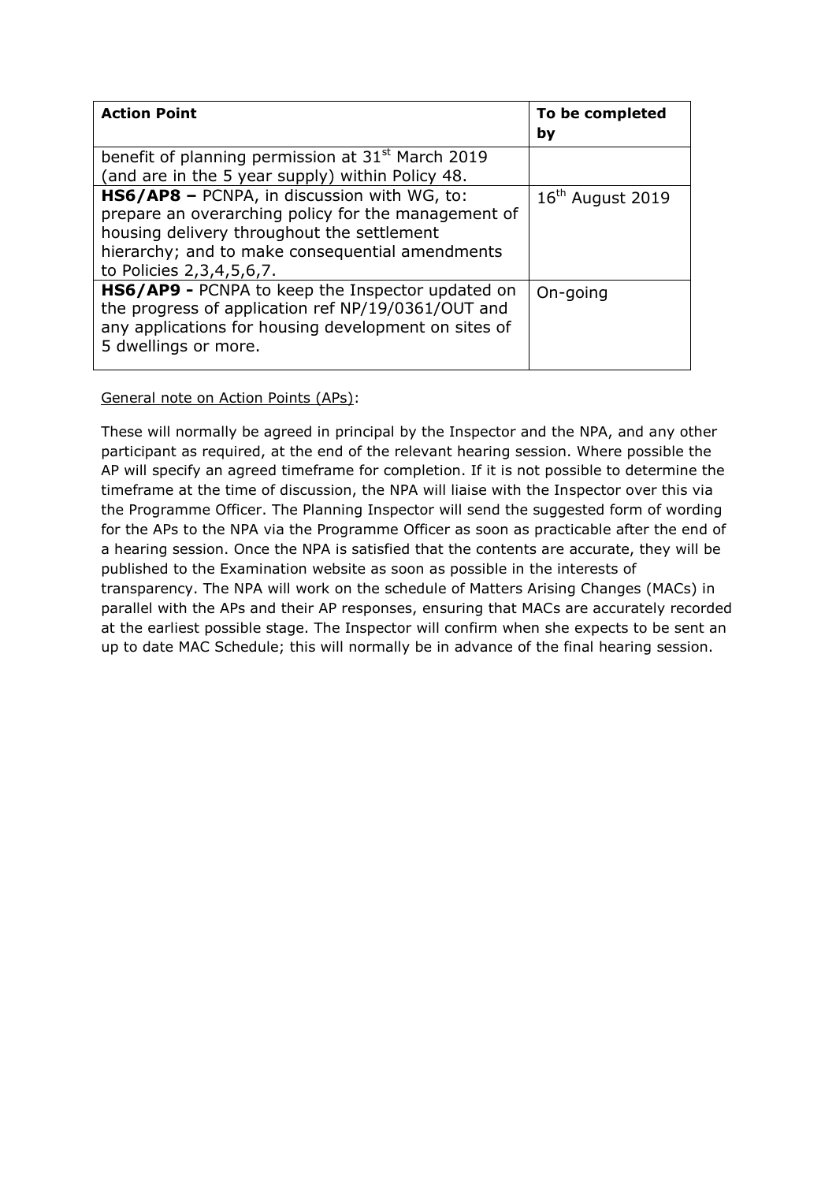| Action Point | To be completed by |
|---|---|
| benefit of planning permission at 31st March 2019 (and are in the 5 year supply) within Policy 48. | |
| **HS6/AP8 –** PCNPA, in discussion with WG, to: prepare an overarching policy for the management of housing delivery throughout the settlement hierarchy; and to make consequential amendments to Policies 2,3,4,5,6,7. | 16th August 2019 |
| **HS6/AP9 -** PCNPA to keep the Inspector updated on the progress of application ref NP/19/0361/OUT and any applications for housing development on sites of 5 dwellings or more. | On-going |

General note on Action Points (APs):

These will normally be agreed in principal by the Inspector and the NPA, and any other participant as required, at the end of the relevant hearing session. Where possible the AP will specify an agreed timeframe for completion. If it is not possible to determine the timeframe at the time of discussion, the NPA will liaise with the Inspector over this via the Programme Officer. The Planning Inspector will send the suggested form of wording for the APs to the NPA via the Programme Officer as soon as practicable after the end of a hearing session. Once the NPA is satisfied that the contents are accurate, they will be published to the Examination website as soon as possible in the interests of transparency. The NPA will work on the schedule of Matters Arising Changes (MACs) in parallel with the APs and their AP responses, ensuring that MACs are accurately recorded at the earliest possible stage. The Inspector will confirm when she expects to be sent an up to date MAC Schedule; this will normally be in advance of the final hearing session.